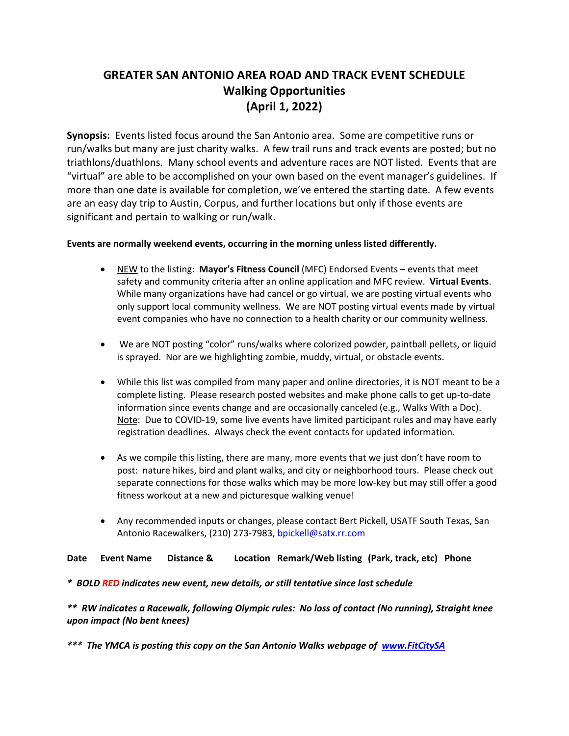# GREATER SAN ANTONIO AREA ROAD AND TRACK EVENT SCHEDULE
## Walking Opportunities
## (April 1, 2022)

**Synopsis:** Events listed focus around the San Antonio area. Some are competitive runs or run/walks but many are just charity walks. A few trail runs and track events are posted; but no triathlons/duathlons. Many school events and adventure races are NOT listed. Events that are "virtual" are able to be accomplished on your own based on the event manager's guidelines. If more than one date is available for completion, we've entered the starting date. A few events are an easy day trip to Austin, Corpus, and further locations but only if those events are significant and pertain to walking or run/walk.

**Events are normally weekend events, occurring in the morning unless listed differently.**

- NEW to the listing: **Mayor's Fitness Council** (MFC) Endorsed Events – events that meet safety and community criteria after an online application and MFC review. **Virtual Events**. While many organizations have had cancel or go virtual, we are posting virtual events who only support local community wellness. We are NOT posting virtual events made by virtual event companies who have no connection to a health charity or our community wellness.

- We are NOT posting "color" runs/walks where colorized powder, paintball pellets, or liquid is sprayed. Nor are we highlighting zombie, muddy, virtual, or obstacle events.

- While this list was compiled from many paper and online directories, it is NOT meant to be a complete listing. Please research posted websites and make phone calls to get up-to-date information since events change and are occasionally canceled (e.g., Walks With a Doc). Note: Due to COVID-19, some live events have limited participant rules and may have early registration deadlines. Always check the event contacts for updated information.

- As we compile this listing, there are many, more events that we just don't have room to post: nature hikes, bird and plant walks, and city or neighborhood tours. Please check out separate connections for those walks which may be more low-key but may still offer a good fitness workout at a new and picturesque walking venue!

- Any recommended inputs or changes, please contact Bert Pickell, USATF South Texas, San Antonio Racewalkers, (210) 273-7983, bpickell@satx.rr.com

**Date Event Name Distance & Location Remark/Web listing (Park, track, etc) Phone**

***\* BOLD RED indicates new event, new details, or still tentative since last schedule***

***\*\* RW indicates a Racewalk, following Olympic rules: No loss of contact (No running), Straight knee upon impact (No bent knees)***

***\*\*\* The YMCA is posting this copy on the San Antonio Walks webpage of www.FitCitySA***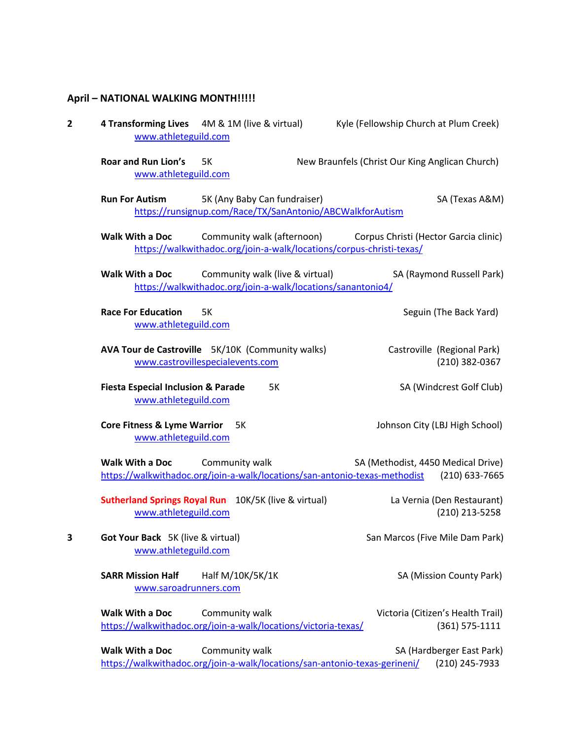**April – NATIONAL WALKING MONTH!!!!!**

**2**

**4 Transforming Lives** 4M & 1M (live & virtual) Kyle (Fellowship Church at Plum Creek)
www.athleteguild.com

**Roar and Run Lion's** 5K New Braunfels (Christ Our King Anglican Church)
www.athleteguild.com

**Run For Autism** 5K (Any Baby Can fundraiser) SA (Texas A&M)
https://runsignup.com/Race/TX/SanAntonio/ABCWalkforAutism

**Walk With a Doc** Community walk (afternoon) Corpus Christi (Hector Garcia clinic)
https://walkwithadoc.org/join-a-walk/locations/corpus-christi-texas/

**Walk With a Doc** Community walk (live & virtual) SA (Raymond Russell Park)
https://walkwithadoc.org/join-a-walk/locations/sanantonio4/

**Race For Education** 5K Seguin (The Back Yard)
www.athleteguild.com

**AVA Tour de Castroville** 5K/10K (Community walks) Castroville (Regional Park)
www.castrovillespecialevents.com (210) 382-0367

**Fiesta Especial Inclusion & Parade** 5K SA (Windcrest Golf Club)
www.athleteguild.com

**Core Fitness & Lyme Warrior** 5K Johnson City (LBJ High School)
www.athleteguild.com

**Walk With a Doc** Community walk SA (Methodist, 4450 Medical Drive)
https://walkwithadoc.org/join-a-walk/locations/san-antonio-texas-methodist (210) 633-7665

**Sutherland Springs Royal Run** 10K/5K (live & virtual) La Vernia (Den Restaurant)
www.athleteguild.com (210) 213-5258

**3**

**Got Your Back** 5K (live & virtual) San Marcos (Five Mile Dam Park)
www.athleteguild.com

**SARR Mission Half** Half M/10K/5K/1K SA (Mission County Park)
www.saroadrunners.com

**Walk With a Doc** Community walk Victoria (Citizen's Health Trail)
https://walkwithadoc.org/join-a-walk/locations/victoria-texas/ (361) 575-1111

**Walk With a Doc** Community walk SA (Hardberger East Park)
https://walkwithadoc.org/join-a-walk/locations/san-antonio-texas-gerineni/ (210) 245-7933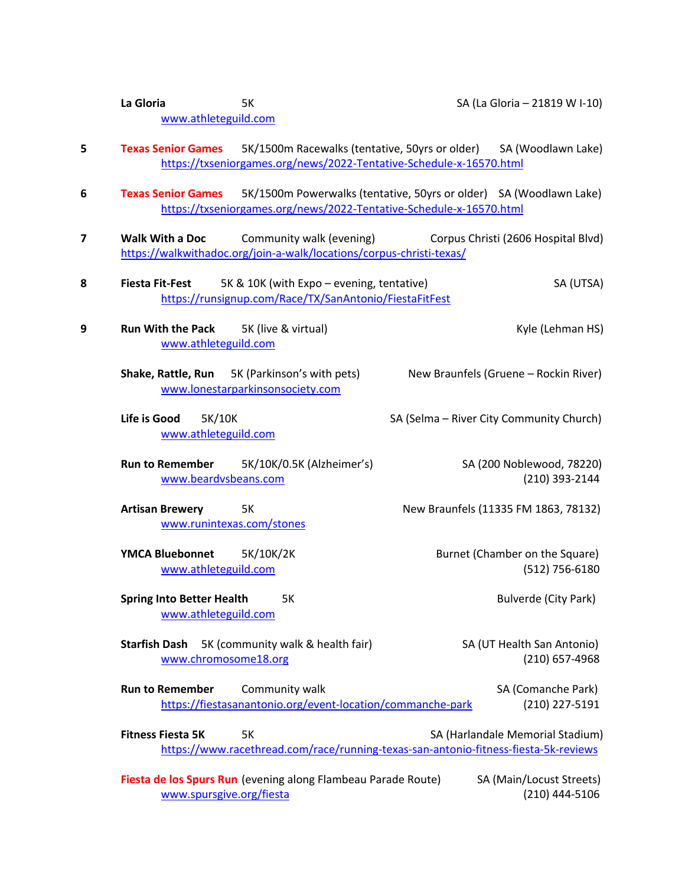**La Gloria** 5K SA (La Gloria – 21819 W I-10)
www.athleteguild.com

**5** **Texas Senior Games** 5K/1500m Racewalks (tentative, 50yrs or older) SA (Woodlawn Lake)
https://txseniorgames.org/news/2022-Tentative-Schedule-x-16570.html

**6** **Texas Senior Games** 5K/1500m Powerwalks (tentative, 50yrs or older) SA (Woodlawn Lake)
https://txseniorgames.org/news/2022-Tentative-Schedule-x-16570.html

**7** **Walk With a Doc** Community walk (evening) Corpus Christi (2606 Hospital Blvd)
https://walkwithadoc.org/join-a-walk/locations/corpus-christi-texas/

**8** **Fiesta Fit-Fest** 5K & 10K (with Expo – evening, tentative) SA (UTSA)
https://runsignup.com/Race/TX/SanAntonio/FiestaFitFest

**9** **Run With the Pack** 5K (live & virtual) Kyle (Lehman HS)
www.athleteguild.com

**Shake, Rattle, Run** 5K (Parkinson's with pets) New Braunfels (Gruene – Rockin River)
www.lonestarparkinsonsociety.com

**Life is Good** 5K/10K SA (Selma – River City Community Church)
www.athleteguild.com

**Run to Remember** 5K/10K/0.5K (Alzheimer's) SA (200 Noblewood, 78220)
www.beardvsbeans.com (210) 393-2144

**Artisan Brewery** 5K New Braunfels (11335 FM 1863, 78132)
www.runintexas.com/stones

**YMCA Bluebonnet** 5K/10K/2K Burnet (Chamber on the Square)
www.athleteguild.com (512) 756-6180

**Spring Into Better Health** 5K Bulverde (City Park)
www.athleteguild.com

**Starfish Dash** 5K (community walk & health fair) SA (UT Health San Antonio)
www.chromosome18.org (210) 657-4968

**Run to Remember** Community walk SA (Comanche Park)
https://fiestasanantonio.org/event-location/commanche-park (210) 227-5191

**Fitness Fiesta 5K** 5K SA (Harlandale Memorial Stadium)
https://www.racethread.com/race/running-texas-san-antonio-fitness-fiesta-5k-reviews

**Fiesta de los Spurs Run** (evening along Flambeau Parade Route) SA (Main/Locust Streets)
www.spursgive.org/fiesta (210) 444-5106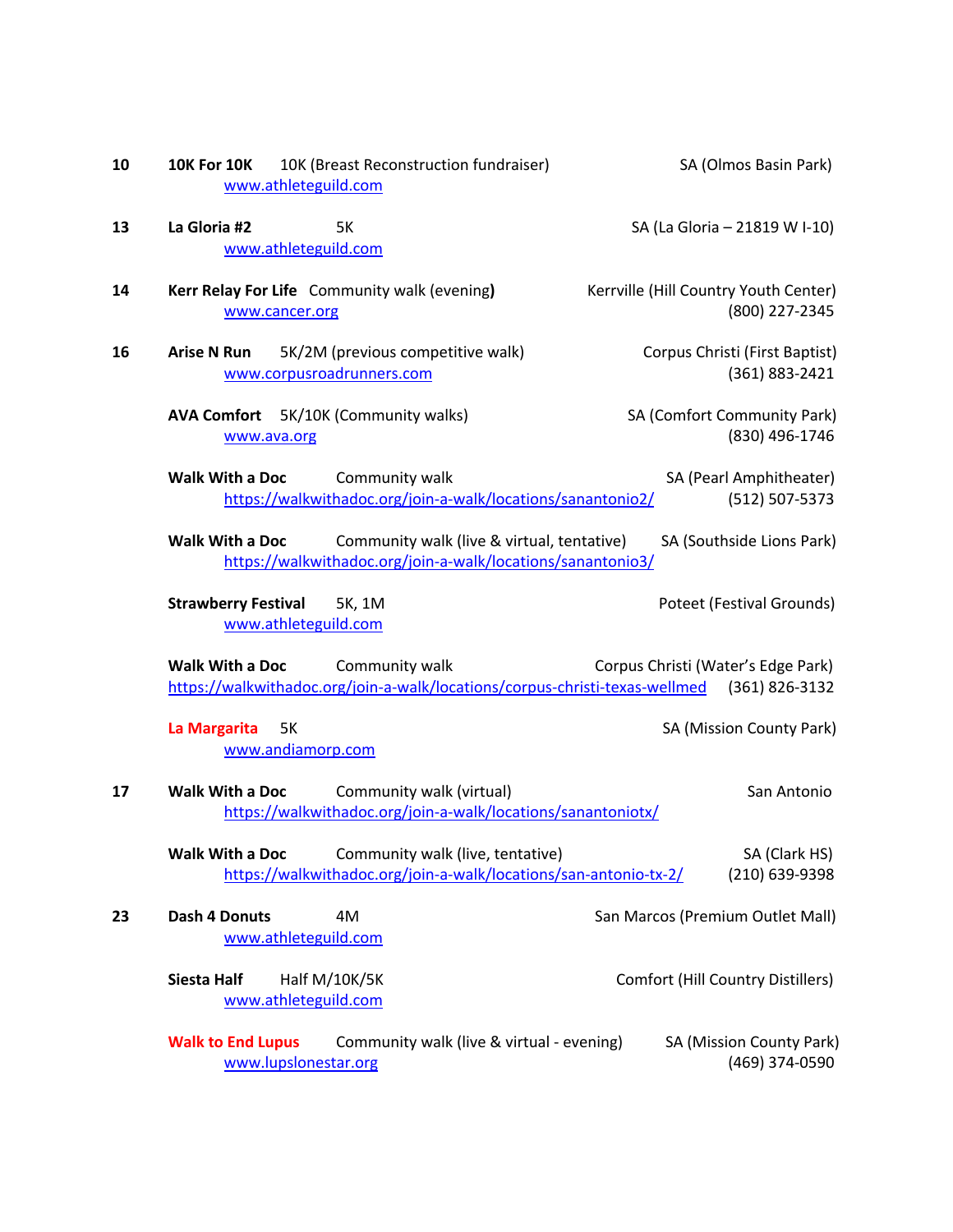**10** **10K For 10K** 10K (Breast Reconstruction fundraiser) SA (Olmos Basin Park)
www.athleteguild.com

**13** **La Gloria #2** 5K SA (La Gloria – 21819 W I-10)
www.athleteguild.com

**14** **Kerr Relay For Life** Community walk (evening**)** Kerrville (Hill Country Youth Center)
www.cancer.org (800) 227-2345

**16** **Arise N Run** 5K/2M (previous competitive walk) Corpus Christi (First Baptist)
www.corpusroadrunners.com (361) 883-2421

**AVA Comfort** 5K/10K (Community walks) SA (Comfort Community Park)
www.ava.org (830) 496-1746

**Walk With a Doc** Community walk SA (Pearl Amphitheater)
https://walkwithadoc.org/join-a-walk/locations/sanantonio2/ (512) 507-5373

**Walk With a Doc** Community walk (live & virtual, tentative) SA (Southside Lions Park)
https://walkwithadoc.org/join-a-walk/locations/sanantonio3/

**Strawberry Festival** 5K, 1M Poteet (Festival Grounds)
www.athleteguild.com

**Walk With a Doc** Community walk Corpus Christi (Water's Edge Park)
https://walkwithadoc.org/join-a-walk/locations/corpus-christi-texas-wellmed (361) 826-3132

**La Margarita** 5K SA (Mission County Park)
www.andiamorp.com

**17** **Walk With a Doc** Community walk (virtual) San Antonio
https://walkwithadoc.org/join-a-walk/locations/sanantoniotx/

**Walk With a Doc** Community walk (live, tentative) SA (Clark HS)
https://walkwithadoc.org/join-a-walk/locations/san-antonio-tx-2/ (210) 639-9398

**23** **Dash 4 Donuts** 4M San Marcos (Premium Outlet Mall)
www.athleteguild.com

**Siesta Half** Half M/10K/5K Comfort (Hill Country Distillers)
www.athleteguild.com

**Walk to End Lupus** Community walk (live & virtual - evening) SA (Mission County Park)
www.lupslonestar.org (469) 374-0590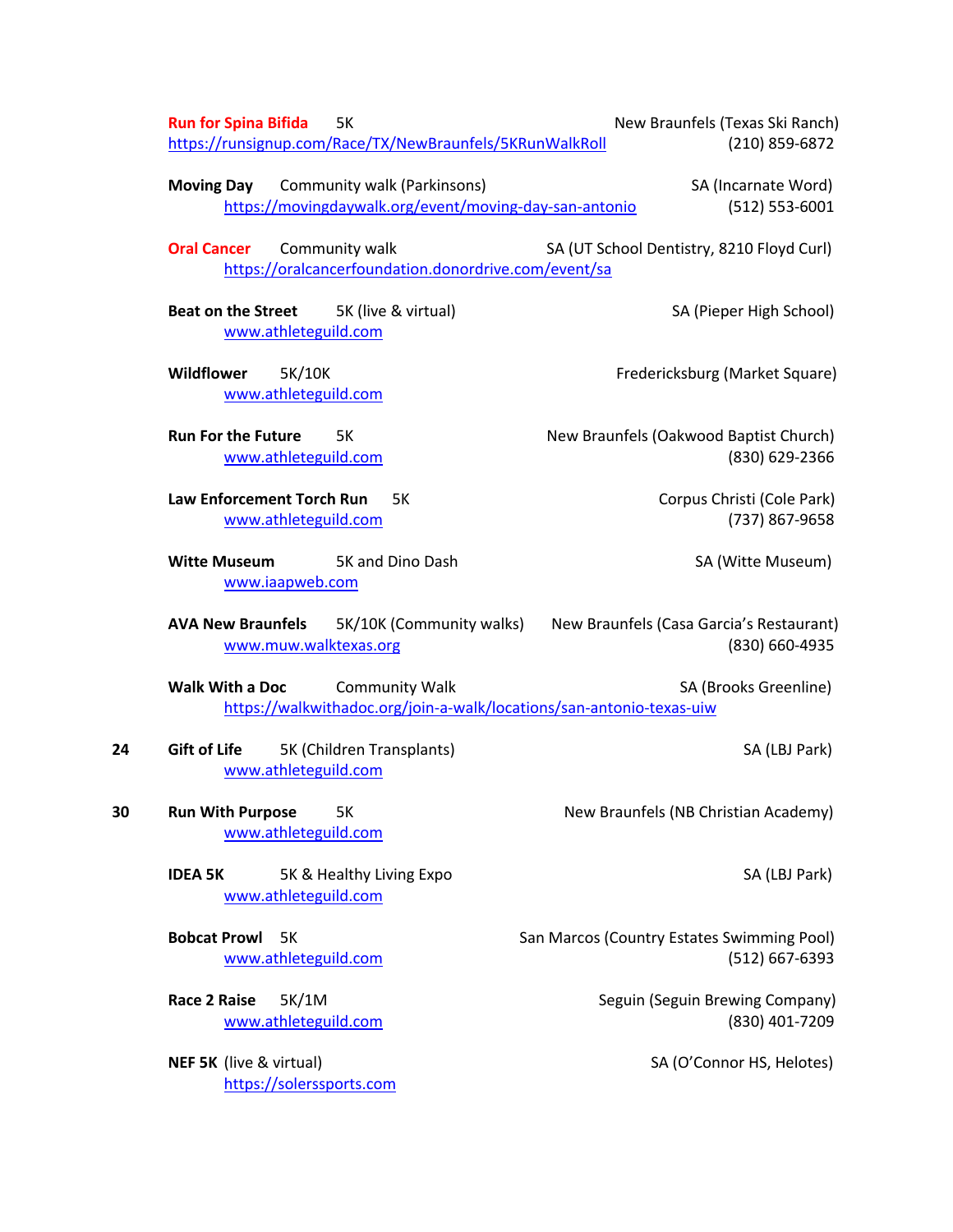**Run for Spina Bifida** 5K New Braunfels (Texas Ski Ranch)
https://runsignup.com/Race/TX/NewBraunfels/5KRunWalkRoll (210) 859-6872

**Moving Day** Community walk (Parkinsons) SA (Incarnate Word)
https://movingdaywalk.org/event/moving-day-san-antonio (512) 553-6001

**Oral Cancer** Community walk SA (UT School Dentistry, 8210 Floyd Curl)
https://oralcancerfoundation.donordrive.com/event/sa

**Beat on the Street** 5K (live & virtual) SA (Pieper High School)
www.athleteguild.com

**Wildflower** 5K/10K Fredericksburg (Market Square)
www.athleteguild.com

**Run For the Future** 5K New Braunfels (Oakwood Baptist Church)
www.athleteguild.com (830) 629-2366

**Law Enforcement Torch Run** 5K Corpus Christi (Cole Park)
www.athleteguild.com (737) 867-9658

**Witte Museum** 5K and Dino Dash SA (Witte Museum)
www.iaapweb.com

**AVA New Braunfels** 5K/10K (Community walks) New Braunfels (Casa Garcia's Restaurant)
www.muw.walktexas.org (830) 660-4935

**Walk With a Doc** Community Walk SA (Brooks Greenline)
https://walkwithadoc.org/join-a-walk/locations/san-antonio-texas-uiw

**24** **Gift of Life** 5K (Children Transplants) SA (LBJ Park)
www.athleteguild.com

**30** **Run With Purpose** 5K New Braunfels (NB Christian Academy)
www.athleteguild.com

**IDEA 5K** 5K & Healthy Living Expo SA (LBJ Park)
www.athleteguild.com

**Bobcat Prowl** 5K San Marcos (Country Estates Swimming Pool)
www.athleteguild.com (512) 667-6393

**Race 2 Raise** 5K/1M Seguin (Seguin Brewing Company)
www.athleteguild.com (830) 401-7209

**NEF 5K** (live & virtual) SA (O'Connor HS, Helotes)
https://solerssports.com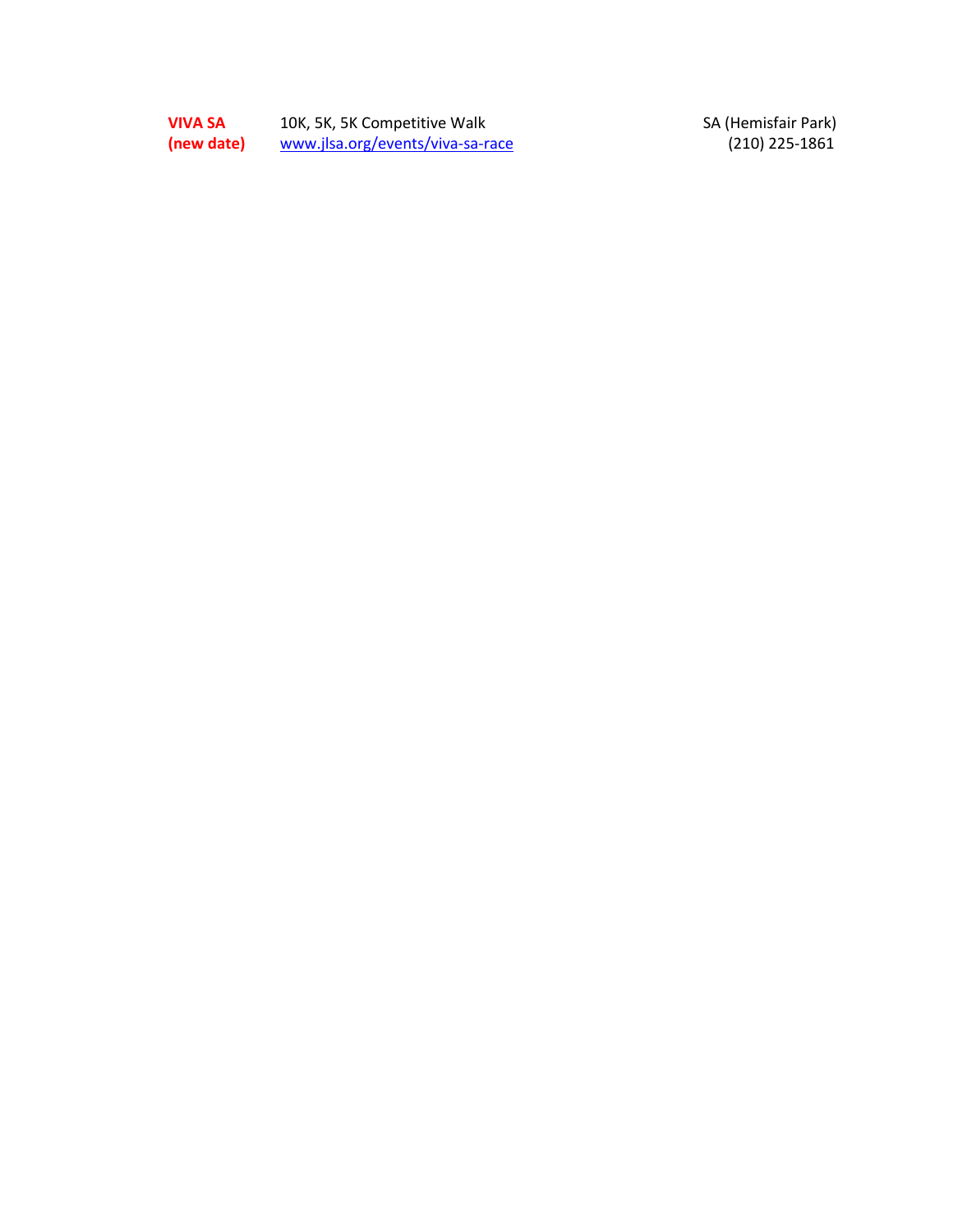| | | |
|---|---|---|
| **VIVA SA (new date)** | 10K, 5K, 5K Competitive Walk<br>www.jlsa.org/events/viva-sa-race | SA (Hemisfair Park)<br>(210) 225-1861 |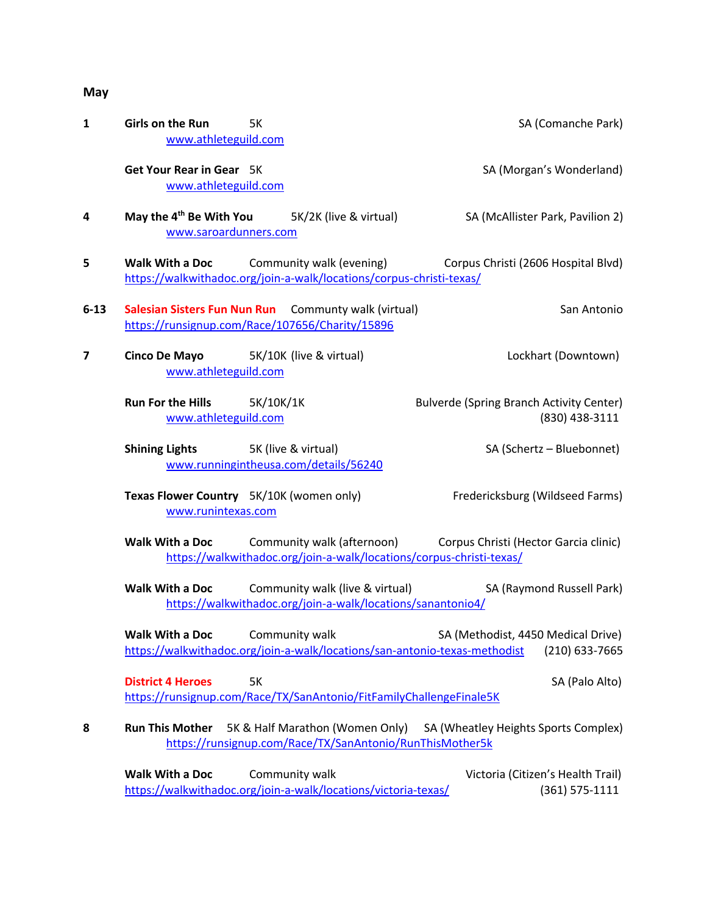## May

**1** **Girls on the Run** 5K — SA (Comanche Park)
www.athleteguild.com

**Get Your Rear in Gear** 5K — SA (Morgan's Wonderland)
www.athleteguild.com

**4** **May the 4th Be With You** 5K/2K (live & virtual) — SA (McAllister Park, Pavilion 2)
www.saroardunners.com

**5** **Walk With a Doc** Community walk (evening) — Corpus Christi (2606 Hospital Blvd)
https://walkwithadoc.org/join-a-walk/locations/corpus-christi-texas/

**6-13** **Salesian Sisters Fun Nun Run** Communty walk (virtual) — San Antonio
https://runsignup.com/Race/107656/Charity/15896

**7** **Cinco De Mayo** 5K/10K (live & virtual) — Lockhart (Downtown)
www.athleteguild.com

**Run For the Hills** 5K/10K/1K — Bulverde (Spring Branch Activity Center) (830) 438-3111
www.athleteguild.com

**Shining Lights** 5K (live & virtual) — SA (Schertz – Bluebonnet)
www.runningintheusa.com/details/56240

**Texas Flower Country** 5K/10K (women only) — Fredericksburg (Wildseed Farms)
www.runintexas.com

**Walk With a Doc** Community walk (afternoon) — Corpus Christi (Hector Garcia clinic)
https://walkwithadoc.org/join-a-walk/locations/corpus-christi-texas/

**Walk With a Doc** Community walk (live & virtual) — SA (Raymond Russell Park)
https://walkwithadoc.org/join-a-walk/locations/sanantonio4/

**Walk With a Doc** Community walk — SA (Methodist, 4450 Medical Drive)
https://walkwithadoc.org/join-a-walk/locations/san-antonio-texas-methodist (210) 633-7665

**District 4 Heroes** 5K — SA (Palo Alto)
https://runsignup.com/Race/TX/SanAntonio/FitFamilyChallengeFinale5K

**8** **Run This Mother** 5K & Half Marathon (Women Only) — SA (Wheatley Heights Sports Complex)
https://runsignup.com/Race/TX/SanAntonio/RunThisMother5k

**Walk With a Doc** Community walk — Victoria (Citizen's Health Trail)
https://walkwithadoc.org/join-a-walk/locations/victoria-texas/ (361) 575-1111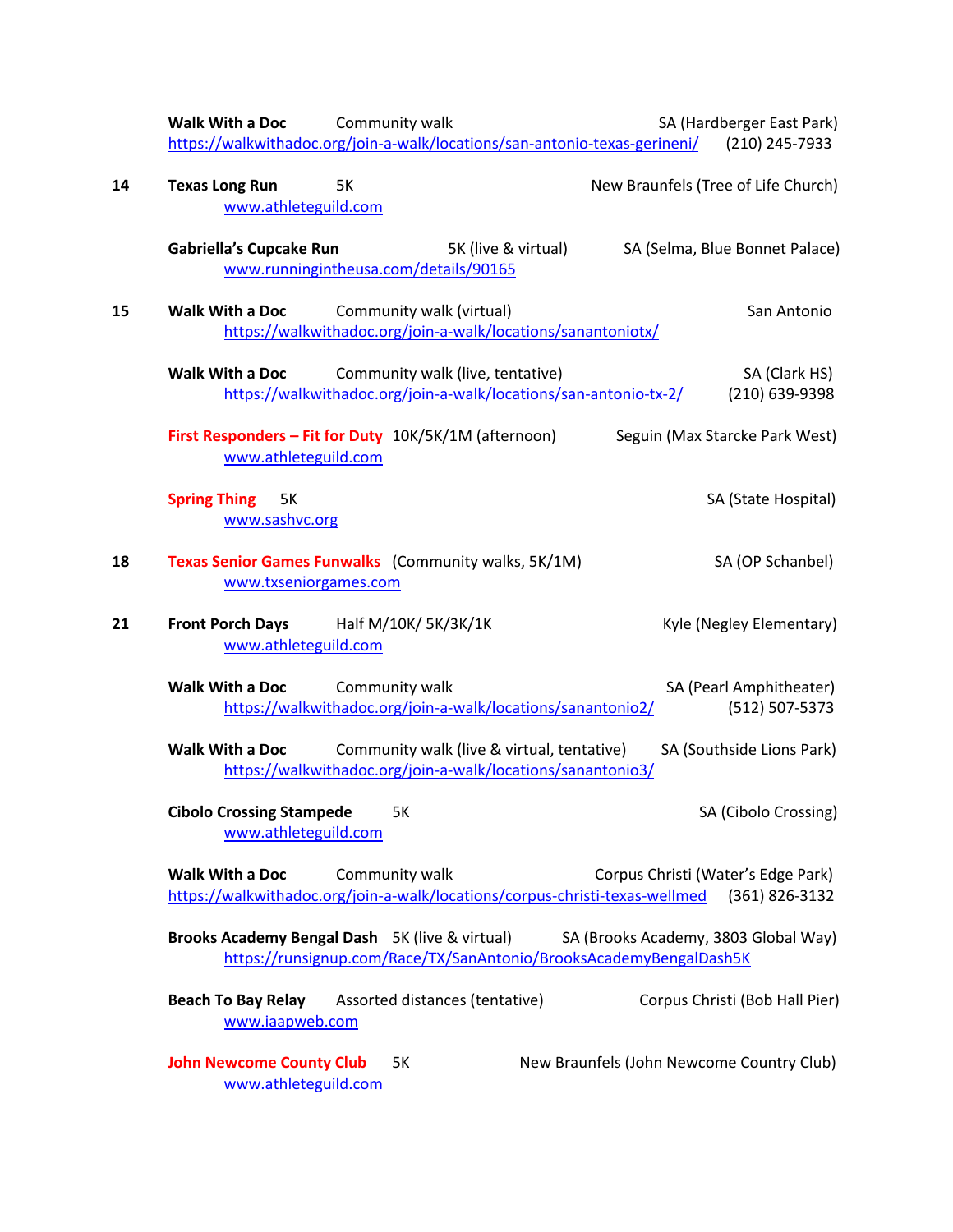**Walk With a Doc** Community walk SA (Hardberger East Park)
https://walkwithadoc.org/join-a-walk/locations/san-antonio-texas-gerineni/ (210) 245-7933

**14** **Texas Long Run** 5K New Braunfels (Tree of Life Church)
www.athleteguild.com

**Gabriella's Cupcake Run** 5K (live & virtual) SA (Selma, Blue Bonnet Palace)
www.runningintheusa.com/details/90165

**15** **Walk With a Doc** Community walk (virtual) San Antonio
https://walkwithadoc.org/join-a-walk/locations/sanantoniotx/

**Walk With a Doc** Community walk (live, tentative) SA (Clark HS)
https://walkwithadoc.org/join-a-walk/locations/san-antonio-tx-2/ (210) 639-9398

**First Responders – Fit for Duty** 10K/5K/1M (afternoon) Seguin (Max Starcke Park West)
www.athleteguild.com

**Spring Thing** 5K SA (State Hospital)
www.sashvc.org

**18** **Texas Senior Games Funwalks** (Community walks, 5K/1M) SA (OP Schanbel)
www.txseniorgames.com

**21** **Front Porch Days** Half M/10K/ 5K/3K/1K Kyle (Negley Elementary)
www.athleteguild.com

**Walk With a Doc** Community walk SA (Pearl Amphitheater)
https://walkwithadoc.org/join-a-walk/locations/sanantonio2/ (512) 507-5373

**Walk With a Doc** Community walk (live & virtual, tentative) SA (Southside Lions Park)
https://walkwithadoc.org/join-a-walk/locations/sanantonio3/

**Cibolo Crossing Stampede** 5K SA (Cibolo Crossing)
www.athleteguild.com

**Walk With a Doc** Community walk Corpus Christi (Water's Edge Park)
https://walkwithadoc.org/join-a-walk/locations/corpus-christi-texas-wellmed (361) 826-3132

**Brooks Academy Bengal Dash** 5K (live & virtual) SA (Brooks Academy, 3803 Global Way)
https://runsignup.com/Race/TX/SanAntonio/BrooksAcademyBengalDash5K

**Beach To Bay Relay** Assorted distances (tentative) Corpus Christi (Bob Hall Pier)
www.iaapweb.com

**John Newcome County Club** 5K New Braunfels (John Newcome Country Club)
www.athleteguild.com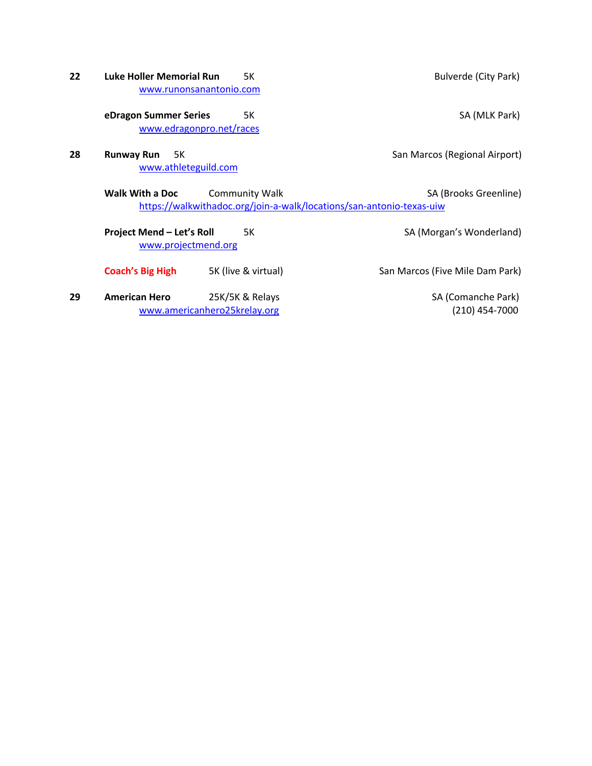**22** **Luke Holler Memorial Run** 5K Bulverde (City Park)
www.runonsanantonio.com

**eDragon Summer Series** 5K SA (MLK Park)
www.edragonpro.net/races

**28** **Runway Run** 5K San Marcos (Regional Airport)
www.athleteguild.com

**Walk With a Doc** Community Walk SA (Brooks Greenline)
https://walkwithadoc.org/join-a-walk/locations/san-antonio-texas-uiw

**Project Mend – Let's Roll** 5K SA (Morgan's Wonderland)
www.projectmend.org

**Coach's Big High** 5K (live & virtual) San Marcos (Five Mile Dam Park)

**29** **American Hero** 25K/5K & Relays SA (Comanche Park)
www.americanhero25krelay.org (210) 454-7000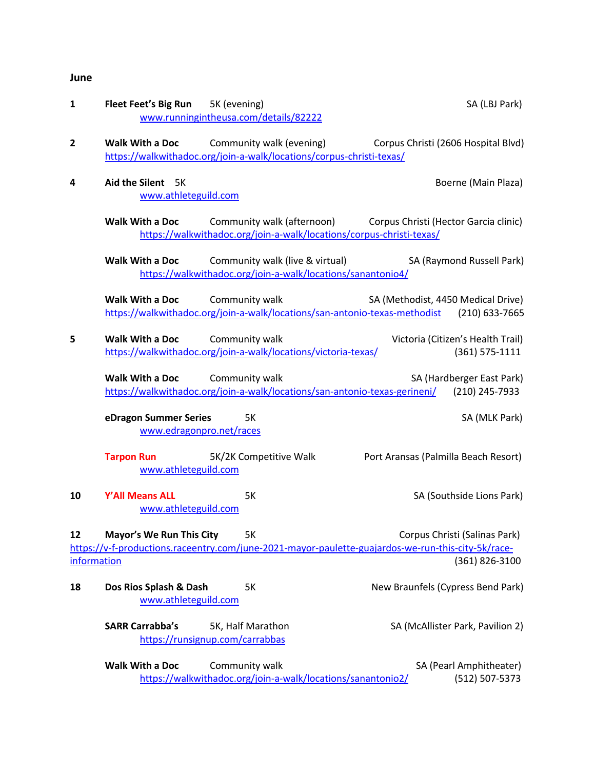**June**

**1** **Fleet Feet's Big Run** 5K (evening) SA (LBJ Park)
www.runningintheusa.com/details/82222

**2** **Walk With a Doc** Community walk (evening) Corpus Christi (2606 Hospital Blvd)
https://walkwithadoc.org/join-a-walk/locations/corpus-christi-texas/

**4** **Aid the Silent** 5K Boerne (Main Plaza)
www.athleteguild.com

**Walk With a Doc** Community walk (afternoon) Corpus Christi (Hector Garcia clinic)
https://walkwithadoc.org/join-a-walk/locations/corpus-christi-texas/

**Walk With a Doc** Community walk (live & virtual) SA (Raymond Russell Park)
https://walkwithadoc.org/join-a-walk/locations/sanantonio4/

**Walk With a Doc** Community walk SA (Methodist, 4450 Medical Drive)
https://walkwithadoc.org/join-a-walk/locations/san-antonio-texas-methodist (210) 633-7665

**5** **Walk With a Doc** Community walk Victoria (Citizen's Health Trail)
https://walkwithadoc.org/join-a-walk/locations/victoria-texas/ (361) 575-1111

**Walk With a Doc** Community walk SA (Hardberger East Park)
https://walkwithadoc.org/join-a-walk/locations/san-antonio-texas-gerineni/ (210) 245-7933

**eDragon Summer Series** 5K SA (MLK Park)
www.edragonpro.net/races

**Tarpon Run** 5K/2K Competitive Walk Port Aransas (Palmilla Beach Resort)
www.athleteguild.com

**10** **Y'All Means ALL** 5K SA (Southside Lions Park)
www.athleteguild.com

**12** **Mayor's We Run This City** 5K Corpus Christi (Salinas Park)
https://v-f-productions.raceentry.com/june-2021-mayor-paulette-guajardos-we-run-this-city-5k/race-information (361) 826-3100

**18** **Dos Rios Splash & Dash** 5K New Braunfels (Cypress Bend Park)
www.athleteguild.com

**SARR Carrabba's** 5K, Half Marathon SA (McAllister Park, Pavilion 2)
https://runsignup.com/carrabbas

**Walk With a Doc** Community walk SA (Pearl Amphitheater)
https://walkwithadoc.org/join-a-walk/locations/sanantonio2/ (512) 507-5373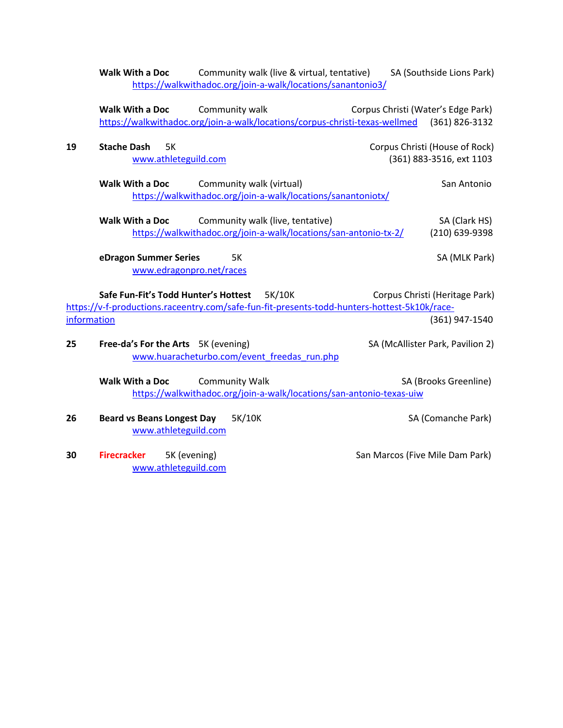**Walk With a Doc** Community walk (live & virtual, tentative) SA (Southside Lions Park)
https://walkwithadoc.org/join-a-walk/locations/sanantonio3/

**Walk With a Doc** Community walk Corpus Christi (Water's Edge Park)
https://walkwithadoc.org/join-a-walk/locations/corpus-christi-texas-wellmed (361) 826-3132

**19** **Stache Dash** 5K Corpus Christi (House of Rock)
www.athleteguild.com (361) 883-3516, ext 1103

**Walk With a Doc** Community walk (virtual) San Antonio
https://walkwithadoc.org/join-a-walk/locations/sanantoniotx/

**Walk With a Doc** Community walk (live, tentative) SA (Clark HS)
https://walkwithadoc.org/join-a-walk/locations/san-antonio-tx-2/ (210) 639-9398

**eDragon Summer Series** 5K SA (MLK Park)
www.edragonpro.net/races

**Safe Fun-Fit's Todd Hunter's Hottest** 5K/10K Corpus Christi (Heritage Park)
https://v-f-productions.raceentry.com/safe-fun-fit-presents-todd-hunters-hottest-5k10k/race-information (361) 947-1540

**25** **Free-da's For the Arts** 5K (evening) SA (McAllister Park, Pavilion 2)
www.huaracheturbo.com/event_freedas_run.php

**Walk With a Doc** Community Walk SA (Brooks Greenline)
https://walkwithadoc.org/join-a-walk/locations/san-antonio-texas-uiw

**26** **Beard vs Beans Longest Day** 5K/10K SA (Comanche Park)
www.athleteguild.com

**30** **Firecracker** 5K (evening) San Marcos (Five Mile Dam Park)
www.athleteguild.com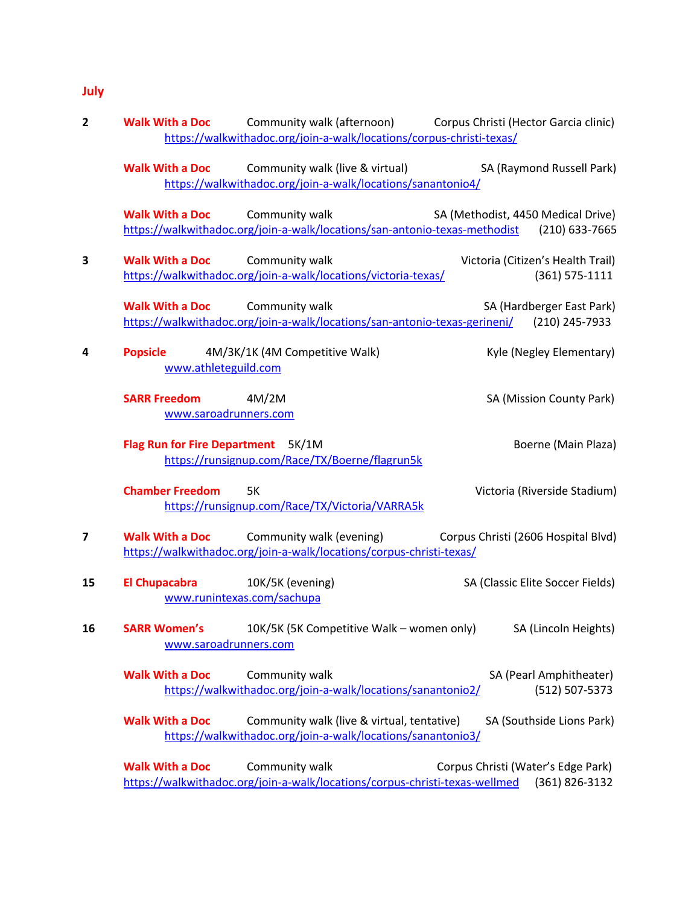## July

**2** **Walk With a Doc** Community walk (afternoon) Corpus Christi (Hector Garcia clinic)
https://walkwithadoc.org/join-a-walk/locations/corpus-christi-texas/

**Walk With a Doc** Community walk (live & virtual) SA (Raymond Russell Park)
https://walkwithadoc.org/join-a-walk/locations/sanantonio4/

**Walk With a Doc** Community walk SA (Methodist, 4450 Medical Drive)
https://walkwithadoc.org/join-a-walk/locations/san-antonio-texas-methodist (210) 633-7665

**3** **Walk With a Doc** Community walk Victoria (Citizen's Health Trail)
https://walkwithadoc.org/join-a-walk/locations/victoria-texas/ (361) 575-1111

**Walk With a Doc** Community walk SA (Hardberger East Park)
https://walkwithadoc.org/join-a-walk/locations/san-antonio-texas-gerineni/ (210) 245-7933

**4** **Popsicle** 4M/3K/1K (4M Competitive Walk) Kyle (Negley Elementary)
www.athleteguild.com

**SARR Freedom** 4M/2M SA (Mission County Park)
www.saroadrunners.com

**Flag Run for Fire Department** 5K/1M Boerne (Main Plaza)
https://runsignup.com/Race/TX/Boerne/flagrun5k

**Chamber Freedom** 5K Victoria (Riverside Stadium)
https://runsignup.com/Race/TX/Victoria/VARRA5k

**7** **Walk With a Doc** Community walk (evening) Corpus Christi (2606 Hospital Blvd)
https://walkwithadoc.org/join-a-walk/locations/corpus-christi-texas/

**15** **El Chupacabra** 10K/5K (evening) SA (Classic Elite Soccer Fields)
www.runintexas.com/sachupa

**16** **SARR Women's** 10K/5K (5K Competitive Walk – women only) SA (Lincoln Heights)
www.saroadrunners.com

**Walk With a Doc** Community walk SA (Pearl Amphitheater)
https://walkwithadoc.org/join-a-walk/locations/sanantonio2/ (512) 507-5373

**Walk With a Doc** Community walk (live & virtual, tentative) SA (Southside Lions Park)
https://walkwithadoc.org/join-a-walk/locations/sanantonio3/

**Walk With a Doc** Community walk Corpus Christi (Water's Edge Park)
https://walkwithadoc.org/join-a-walk/locations/corpus-christi-texas-wellmed (361) 826-3132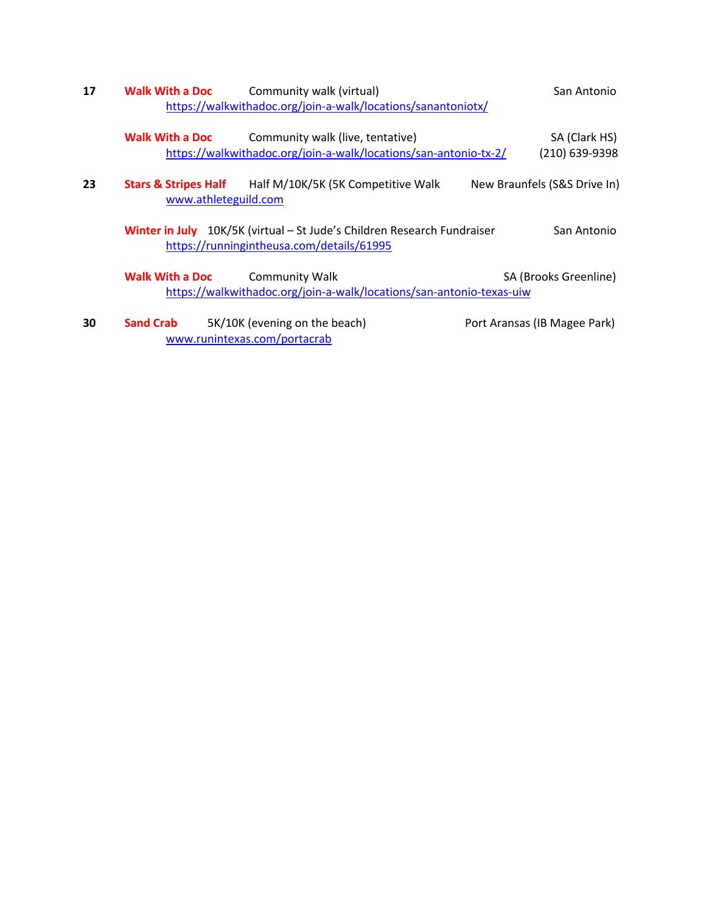**17** **Walk With a Doc** Community walk (virtual) San Antonio
https://walkwithadoc.org/join-a-walk/locations/sanantoniotx/

**Walk With a Doc** Community walk (live, tentative) SA (Clark HS)
https://walkwithadoc.org/join-a-walk/locations/san-antonio-tx-2/ (210) 639-9398

**23** **Stars & Stripes Half** Half M/10K/5K (5K Competitive Walk New Braunfels (S&S Drive In)
www.athleteguild.com

**Winter in July** 10K/5K (virtual – St Jude's Children Research Fundraiser San Antonio
https://runningintheusa.com/details/61995

**Walk With a Doc** Community Walk SA (Brooks Greenline)
https://walkwithadoc.org/join-a-walk/locations/san-antonio-texas-uiw

**30** **Sand Crab** 5K/10K (evening on the beach) Port Aransas (IB Magee Park)
www.runintexas.com/portacrab